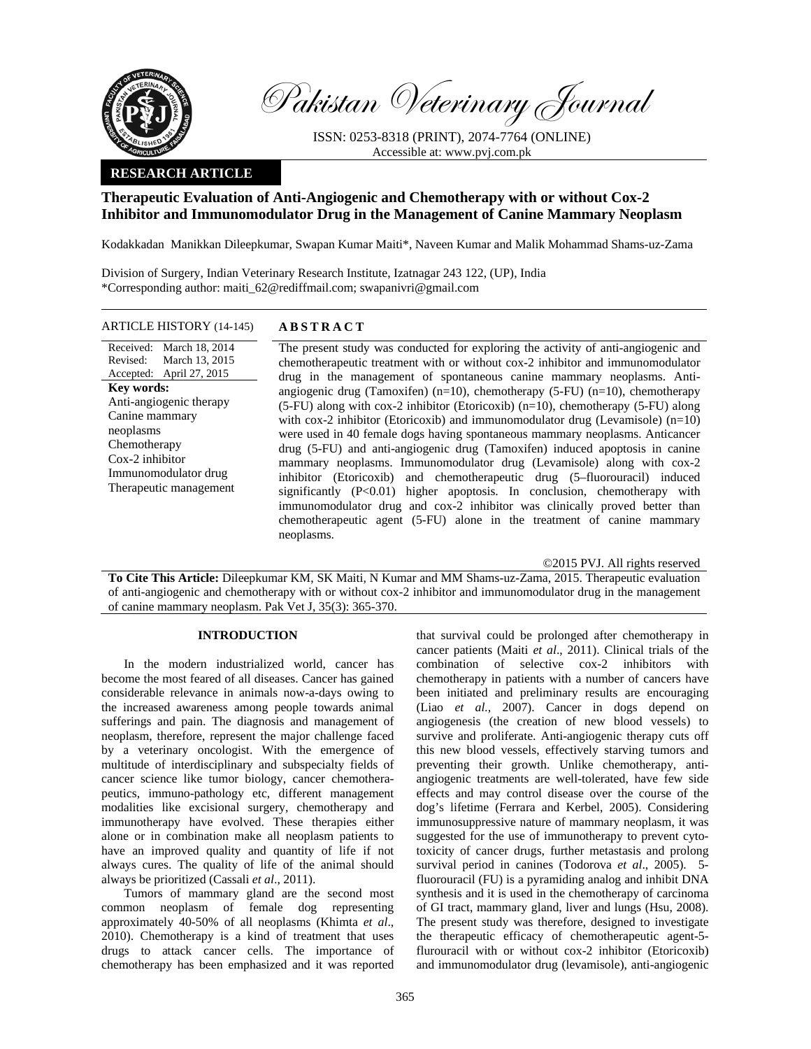Pakistan Veterinary Journal

ISSN: 0253-8318 (PRINT), 2074-7764 (ONLINE)
Accessible at: www.pvj.com.pk

**RESEARCH ARTICLE**

# Therapeutic Evaluation of Anti-Angiogenic and Chemotherapy with or without Cox-2 Inhibitor and Immunomodulator Drug in the Management of Canine Mammary Neoplasm

Kodakkadan Manikkan Dileepkumar, Swapan Kumar Maiti*, Naveen Kumar and Malik Mohammad Shams-uz-Zama

Division of Surgery, Indian Veterinary Research Institute, Izatnagar 243 122, (UP), India
*Corresponding author: maiti_62@rediffmail.com; swapanivri@gmail.com

**ARTICLE HISTORY (14-145)**

Received: March 18, 2014
Revised: March 13, 2015
Accepted: April 27, 2015

**Key words:**
Anti-angiogenic therapy
Canine mammary neoplasms
Chemotherapy
Cox-2 inhibitor
Immunomodulator drug
Therapeutic management

**ABSTRACT**

The present study was conducted for exploring the activity of anti-angiogenic and chemotherapeutic treatment with or without cox-2 inhibitor and immunomodulator drug in the management of spontaneous canine mammary neoplasms. Anti-angiogenic drug (Tamoxifen) (n=10), chemotherapy (5-FU) (n=10), chemotherapy (5-FU) along with cox-2 inhibitor (Etoricoxib) (n=10), chemotherapy (5-FU) along with cox-2 inhibitor (Etoricoxib) and immunomodulator drug (Levamisole) (n=10) were used in 40 female dogs having spontaneous mammary neoplasms. Anticancer drug (5-FU) and anti-angiogenic drug (Tamoxifen) induced apoptosis in canine mammary neoplasms. Immunomodulator drug (Levamisole) along with cox-2 inhibitor (Etoricoxib) and chemotherapeutic drug (5–fluorouracil) induced significantly ($P<0.01$) higher apoptosis. In conclusion, chemotherapy with immunomodulator drug and cox-2 inhibitor was clinically proved better than chemotherapeutic agent (5-FU) alone in the treatment of canine mammary neoplasms.

©2015 PVJ. All rights reserved

**To Cite This Article:** Dileepkumar KM, SK Maiti, N Kumar and MM Shams-uz-Zama, 2015. Therapeutic evaluation of anti-angiogenic and chemotherapy with or without cox-2 inhibitor and immunomodulator drug in the management of canine mammary neoplasm. Pak Vet J, 35(3): 365-370.

## INTRODUCTION

In the modern industrialized world, cancer has become the most feared of all diseases. Cancer has gained considerable relevance in animals now-a-days owing to the increased awareness among people towards animal sufferings and pain. The diagnosis and management of neoplasm, therefore, represent the major challenge faced by a veterinary oncologist. With the emergence of multitude of interdisciplinary and subspecialty fields of cancer science like tumor biology, cancer chemotherapeutics, immuno-pathology etc, different management modalities like excisional surgery, chemotherapy and immunotherapy have evolved. These therapies either alone or in combination make all neoplasm patients to have an improved quality and quantity of life if not always cures. The quality of life of the animal should always be prioritized (Cassali *et al*., 2011).

Tumors of mammary gland are the second most common neoplasm of female dog representing approximately 40-50% of all neoplasms (Khimta *et al*., 2010). Chemotherapy is a kind of treatment that uses drugs to attack cancer cells. The importance of chemotherapy has been emphasized and it was reported that survival could be prolonged after chemotherapy in cancer patients (Maiti *et al*., 2011). Clinical trials of the combination of selective cox-2 inhibitors with chemotherapy in patients with a number of cancers have been initiated and preliminary results are encouraging (Liao *et al.,* 2007). Cancer in dogs depend on angiogenesis (the creation of new blood vessels) to survive and proliferate. Anti-angiogenic therapy cuts off this new blood vessels, effectively starving tumors and preventing their growth. Unlike chemotherapy, anti-angiogenic treatments are well-tolerated, have few side effects and may control disease over the course of the dog's lifetime (Ferrara and Kerbel, 2005). Considering immunosuppressive nature of mammary neoplasm, it was suggested for the use of immunotherapy to prevent cyto-toxicity of cancer drugs, further metastasis and prolong survival period in canines (Todorova *et al*., 2005). 5-fluorouracil (FU) is a pyramiding analog and inhibit DNA synthesis and it is used in the chemotherapy of carcinoma of GI tract, mammary gland, liver and lungs (Hsu, 2008). The present study was therefore, designed to investigate the therapeutic efficacy of chemotherapeutic agent-5-flurouracil with or without cox-2 inhibitor (Etoricoxib) and immunomodulator drug (levamisole), anti-angiogenic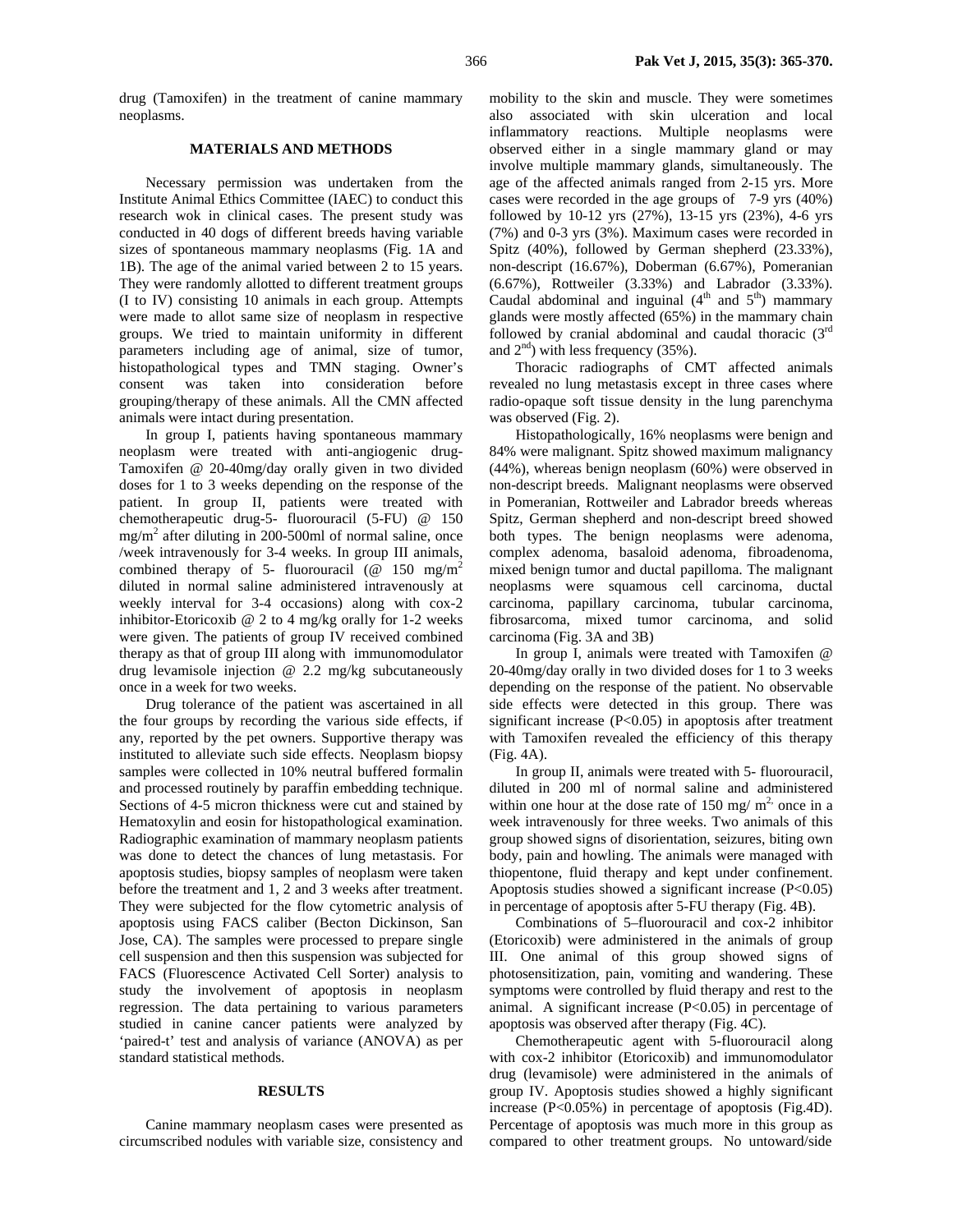drug (Tamoxifen) in the treatment of canine mammary neoplasms.

## MATERIALS AND METHODS

Necessary permission was undertaken from the Institute Animal Ethics Committee (IAEC) to conduct this research wok in clinical cases. The present study was conducted in 40 dogs of different breeds having variable sizes of spontaneous mammary neoplasms (Fig. 1A and 1B). The age of the animal varied between 2 to 15 years. They were randomly allotted to different treatment groups (I to IV) consisting 10 animals in each group. Attempts were made to allot same size of neoplasm in respective groups. We tried to maintain uniformity in different parameters including age of animal, size of tumor, histopathological types and TMN staging. Owner's consent was taken into consideration before grouping/therapy of these animals. All the CMN affected animals were intact during presentation.

In group I, patients having spontaneous mammary neoplasm were treated with anti-angiogenic drug-Tamoxifen @ 20-40mg/day orally given in two divided doses for 1 to 3 weeks depending on the response of the patient. In group II, patients were treated with chemotherapeutic drug-5- fluorouracil (5-FU) @ 150 $mg/m^2$ after diluting in 200-500ml of normal saline, once /week intravenously for 3-4 weeks. In group III animals, combined therapy of 5- fluorouracil (@ 150 $mg/m^2$ diluted in normal saline administered intravenously at weekly interval for 3-4 occasions) along with cox-2 inhibitor-Etoricoxib @ 2 to 4 mg/kg orally for 1-2 weeks were given. The patients of group IV received combined therapy as that of group III along with immunomodulator drug levamisole injection @ 2.2 mg/kg subcutaneously once in a week for two weeks.

Drug tolerance of the patient was ascertained in all the four groups by recording the various side effects, if any, reported by the pet owners. Supportive therapy was instituted to alleviate such side effects. Neoplasm biopsy samples were collected in 10% neutral buffered formalin and processed routinely by paraffin embedding technique. Sections of 4-5 micron thickness were cut and stained by Hematoxylin and eosin for histopathological examination. Radiographic examination of mammary neoplasm patients was done to detect the chances of lung metastasis. For apoptosis studies, biopsy samples of neoplasm were taken before the treatment and 1, 2 and 3 weeks after treatment. They were subjected for the flow cytometric analysis of apoptosis using FACS caliber (Becton Dickinson, San Jose, CA). The samples were processed to prepare single cell suspension and then this suspension was subjected for FACS (Fluorescence Activated Cell Sorter) analysis to study the involvement of apoptosis in neoplasm regression. The data pertaining to various parameters studied in canine cancer patients were analyzed by 'paired-t' test and analysis of variance (ANOVA) as per standard statistical methods.

## RESULTS

Canine mammary neoplasm cases were presented as circumscribed nodules with variable size, consistency and mobility to the skin and muscle. They were sometimes also associated with skin ulceration and local inflammatory reactions. Multiple neoplasms were observed either in a single mammary gland or may involve multiple mammary glands, simultaneously. The age of the affected animals ranged from 2-15 yrs. More cases were recorded in the age groups of 7-9 yrs (40%) followed by 10-12 yrs (27%), 13-15 yrs (23%), 4-6 yrs (7%) and 0-3 yrs (3%). Maximum cases were recorded in Spitz (40%), followed by German shepherd (23.33%), non-descript (16.67%), Doberman (6.67%), Pomeranian (6.67%), Rottweiler (3.33%) and Labrador (3.33%). Caudal abdominal and inguinal ($4^{th}$ and $5^{th}$) mammary glands were mostly affected (65%) in the mammary chain followed by cranial abdominal and caudal thoracic ($3^{rd}$ and $2^{nd}$) with less frequency (35%).

Thoracic radiographs of CMT affected animals revealed no lung metastasis except in three cases where radio-opaque soft tissue density in the lung parenchyma was observed (Fig. 2).

Histopathologically, 16% neoplasms were benign and 84% were malignant. Spitz showed maximum malignancy (44%), whereas benign neoplasm (60%) were observed in non-descript breeds. Malignant neoplasms were observed in Pomeranian, Rottweiler and Labrador breeds whereas Spitz, German shepherd and non-descript breed showed both types. The benign neoplasms were adenoma, complex adenoma, basaloid adenoma, fibroadenoma, mixed benign tumor and ductal papilloma. The malignant neoplasms were squamous cell carcinoma, ductal carcinoma, papillary carcinoma, tubular carcinoma, fibrosarcoma, mixed tumor carcinoma, and solid carcinoma (Fig. 3A and 3B)

In group I, animals were treated with Tamoxifen @ 20-40mg/day orally in two divided doses for 1 to 3 weeks depending on the response of the patient. No observable side effects were detected in this group. There was significant increase ($P<0.05$) in apoptosis after treatment with Tamoxifen revealed the efficiency of this therapy (Fig. 4A).

In group II, animals were treated with 5- fluorouracil, diluted in 200 ml of normal saline and administered within one hour at the dose rate of 150 mg/ $m^2$, once in a week intravenously for three weeks. Two animals of this group showed signs of disorientation, seizures, biting own body, pain and howling. The animals were managed with thiopentone, fluid therapy and kept under confinement. Apoptosis studies showed a significant increase ($P<0.05$) in percentage of apoptosis after 5-FU therapy (Fig. 4B).

Combinations of 5–fluorouracil and cox-2 inhibitor (Etoricoxib) were administered in the animals of group III. One animal of this group showed signs of photosensitization, pain, vomiting and wandering. These symptoms were controlled by fluid therapy and rest to the animal. A significant increase ($P<0.05$) in percentage of apoptosis was observed after therapy (Fig. 4C).

Chemotherapeutic agent with 5-fluorouracil along with cox-2 inhibitor (Etoricoxib) and immunomodulator drug (levamisole) were administered in the animals of group IV. Apoptosis studies showed a highly significant increase ($P<0.05\%$) in percentage of apoptosis (Fig.4D). Percentage of apoptosis was much more in this group as compared to other treatment groups. No untoward/side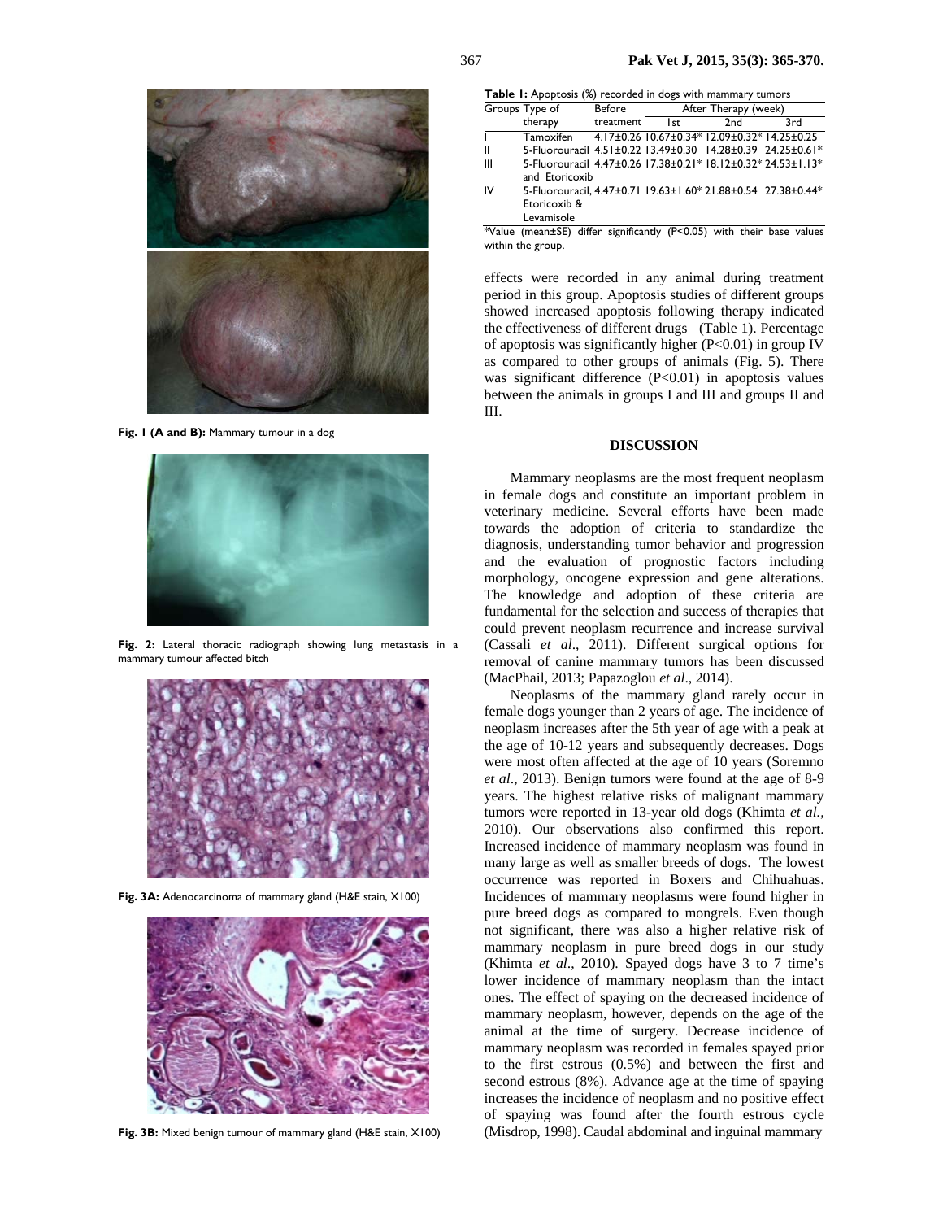Fig. 1 (A and B): Mammary tumour in a dog

Fig. 2: Lateral thoracic radiograph showing lung metastasis in a mammary tumour affected bitch

Fig. 3A: Adenocarcinoma of mammary gland (H&E stain, X100)

Fig. 3B: Mixed benign tumour of mammary gland (H&E stain, X100)

**Table 1:** Apoptosis (%) recorded in dogs with mammary tumors

| Groups | Type of therapy | Before treatment | After Therapy (week) | | |
|---|---|---|---|---|---|
| | | | 1st | 2nd | 3rd |
| I | Tamoxifen | 4.17±0.26 | 10.67±0.34* | 12.09±0.32* | 14.25±0.25 |
| II | 5-Fluorouracil | 4.51±0.22 | 13.49±0.30 | 14.28±0.39 | 24.25±0.61* |
| III | 5-Fluorouracil and Etoricoxib | 4.47±0.26 | 17.38±0.21* | 18.12±0.32* | 24.53±1.13* |
| IV | 5-Fluorouracil, Etoricoxib & Levamisole | 4.47±0.71 | 19.63±1.60* | 21.88±0.54 | 27.38±0.44* |

*Value (mean±SE) differ significantly (P<0.05) with their base values within the group.

effects were recorded in any animal during treatment period in this group. Apoptosis studies of different groups showed increased apoptosis following therapy indicated the effectiveness of different drugs (Table 1). Percentage of apoptosis was significantly higher (P<0.01) in group IV as compared to other groups of animals (Fig. 5). There was significant difference (P<0.01) in apoptosis values between the animals in groups I and III and groups II and III.

## DISCUSSION

Mammary neoplasms are the most frequent neoplasm in female dogs and constitute an important problem in veterinary medicine. Several efforts have been made towards the adoption of criteria to standardize the diagnosis, understanding tumor behavior and progression and the evaluation of prognostic factors including morphology, oncogene expression and gene alterations. The knowledge and adoption of these criteria are fundamental for the selection and success of therapies that could prevent neoplasm recurrence and increase survival (Cassali *et al*., 2011). Different surgical options for removal of canine mammary tumors has been discussed (MacPhail, 2013; Papazoglou *et al*., 2014).

Neoplasms of the mammary gland rarely occur in female dogs younger than 2 years of age. The incidence of neoplasm increases after the 5th year of age with a peak at the age of 10-12 years and subsequently decreases. Dogs were most often affected at the age of 10 years (Soremno *et al*., 2013). Benign tumors were found at the age of 8-9 years. The highest relative risks of malignant mammary tumors were reported in 13-year old dogs (Khimta *et al.,* 2010). Our observations also confirmed this report. Increased incidence of mammary neoplasm was found in many large as well as smaller breeds of dogs. The lowest occurrence was reported in Boxers and Chihuahuas. Incidences of mammary neoplasms were found higher in pure breed dogs as compared to mongrels. Even though not significant, there was also a higher relative risk of mammary neoplasm in pure breed dogs in our study (Khimta *et al*., 2010). Spayed dogs have 3 to 7 time's lower incidence of mammary neoplasm than the intact ones. The effect of spaying on the decreased incidence of mammary neoplasm, however, depends on the age of the animal at the time of surgery. Decrease incidence of mammary neoplasm was recorded in females spayed prior to the first estrous (0.5%) and between the first and second estrous (8%). Advance age at the time of spaying increases the incidence of neoplasm and no positive effect of spaying was found after the fourth estrous cycle (Misdrop, 1998). Caudal abdominal and inguinal mammary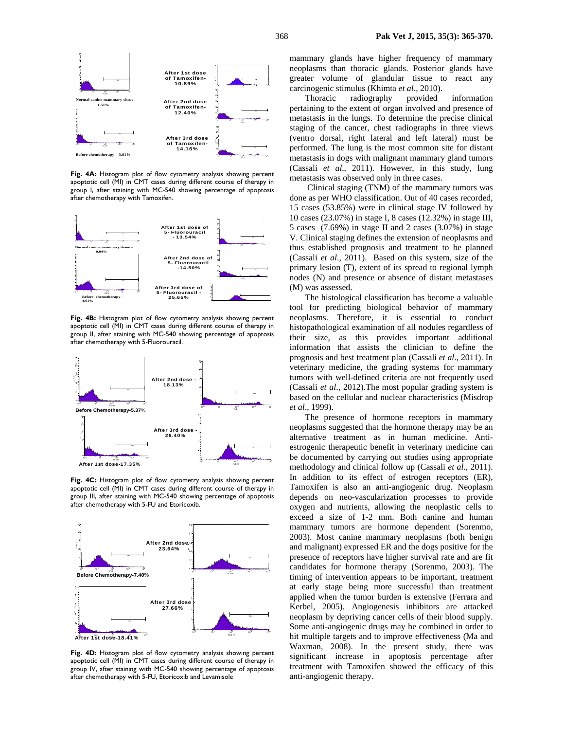After 1st dose of Tamoxifen- 10.89%

Normal canine mammary tissue – 1.51%

After 2nd dose of Tamoxifen- 12.40%

After 3rd dose of Tamoxifen- 14.16%

Before chemotherapy – 3.61%

**Fig. 4A:** Histogram plot of flow cytometry analysis showing percent apoptotic cell (MI) in CMT cases during different course of therapy in group I, after staining with MC-540 showing percentage of apoptosis after chemotherapy with Tamoxifen.

After 1st dose of 5- Fluorouracil - 13.54%

Normal canine mammary tissue – 0.04%

After 2nd dose of 5- Fluorouracil -14.50%

After 3rd dose of 5- Fluorouracil - 25.65%

Before chemotherapy – 4.61%

**Fig. 4B:** Histogram plot of flow cytometry analysis showing percent apoptotic cell (MI) in CMT cases during different course of therapy in group II, after staining with MC-540 showing percentage of apoptosis after chemotherapy with 5-Fluorouracil.

After 2nd dose - 18.13%

Before Chemotherapy-5.37%

After 3rd dose - 26.40%

After 1st dose-17.35%

**Fig. 4C:** Histogram plot of flow cytometry analysis showing percent apoptotic cell (MI) in CMT cases during different course of therapy in group III, after staining with MC-540 showing percentage of apoptosis after chemotherapy with 5-FU and Etoricoxib.

After 2nd dose 23.64%

Before Chemotherapy-7.40%

After 3rd dose 27.66%

After 1st dose-18.41%

**Fig. 4D:** Histogram plot of flow cytometry analysis showing percent apoptotic cell (MI) in CMT cases during different course of therapy in group IV, after staining with MC-540 showing percentage of apoptosis after chemotherapy with 5-FU, Etoricoxib and Levamisole

mammary glands have higher frequency of mammary neoplasms than thoracic glands. Posterior glands have greater volume of glandular tissue to react any carcinogenic stimulus (Khimta *et al*., 2010).

Thoracic radiography provided information pertaining to the extent of organ involved and presence of metastasis in the lungs. To determine the precise clinical staging of the cancer, chest radiographs in three views (ventro dorsal, right lateral and left lateral) must be performed. The lung is the most common site for distant metastasis in dogs with malignant mammary gland tumors (Cassali *et al*., 2011). However, in this study, lung metastasis was observed only in three cases.

Clinical staging (TNM) of the mammary tumors was done as per WHO classification. Out of 40 cases recorded, 15 cases (53.85%) were in clinical stage IV followed by 10 cases (23.07%) in stage I, 8 cases (12.32%) in stage III, 5 cases (7.69%) in stage II and 2 cases (3.07%) in stage V. Clinical staging defines the extension of neoplasms and thus established prognosis and treatment to be planned (Cassali *et al*., 2011). Based on this system, size of the primary lesion (T), extent of its spread to regional lymph nodes (N) and presence or absence of distant metastases (M) was assessed.

The histological classification has become a valuable tool for predicting biological behavior of mammary neoplasms. Therefore, it is essential to conduct histopathological examination of all nodules regardless of their size, as this provides important additional information that assists the clinician to define the prognosis and best treatment plan (Cassali *et al*., 2011). In veterinary medicine, the grading systems for mammary tumors with well-defined criteria are not frequently used (Cassali *et al*., 2012).The most popular grading system is based on the cellular and nuclear characteristics (Misdrop *et al*., 1999).

The presence of hormone receptors in mammary neoplasms suggested that the hormone therapy may be an alternative treatment as in human medicine. Anti-estrogenic therapeutic benefit in veterinary medicine can be documented by carrying out studies using appropriate methodology and clinical follow up (Cassali *et al*., 2011). In addition to its effect of estrogen receptors (ER), Tamoxifen is also an anti-angiogenic drug. Neoplasm depends on neo-vascularization processes to provide oxygen and nutrients, allowing the neoplastic cells to exceed a size of 1-2 mm. Both canine and human mammary tumors are hormone dependent (Sorenmo, 2003). Most canine mammary neoplasms (both benign and malignant) expressed ER and the dogs positive for the presence of receptors have higher survival rate and are fit candidates for hormone therapy (Sorenmo, 2003). The timing of intervention appears to be important, treatment at early stage being more successful than treatment applied when the tumor burden is extensive (Ferrara and Kerbel, 2005). Angiogenesis inhibitors are attacked neoplasm by depriving cancer cells of their blood supply. Some anti-angiogenic drugs may be combined in order to hit multiple targets and to improve effectiveness (Ma and Waxman, 2008). In the present study, there was significant increase in apoptosis percentage after treatment with Tamoxifen showed the efficacy of this anti-angiogenic therapy.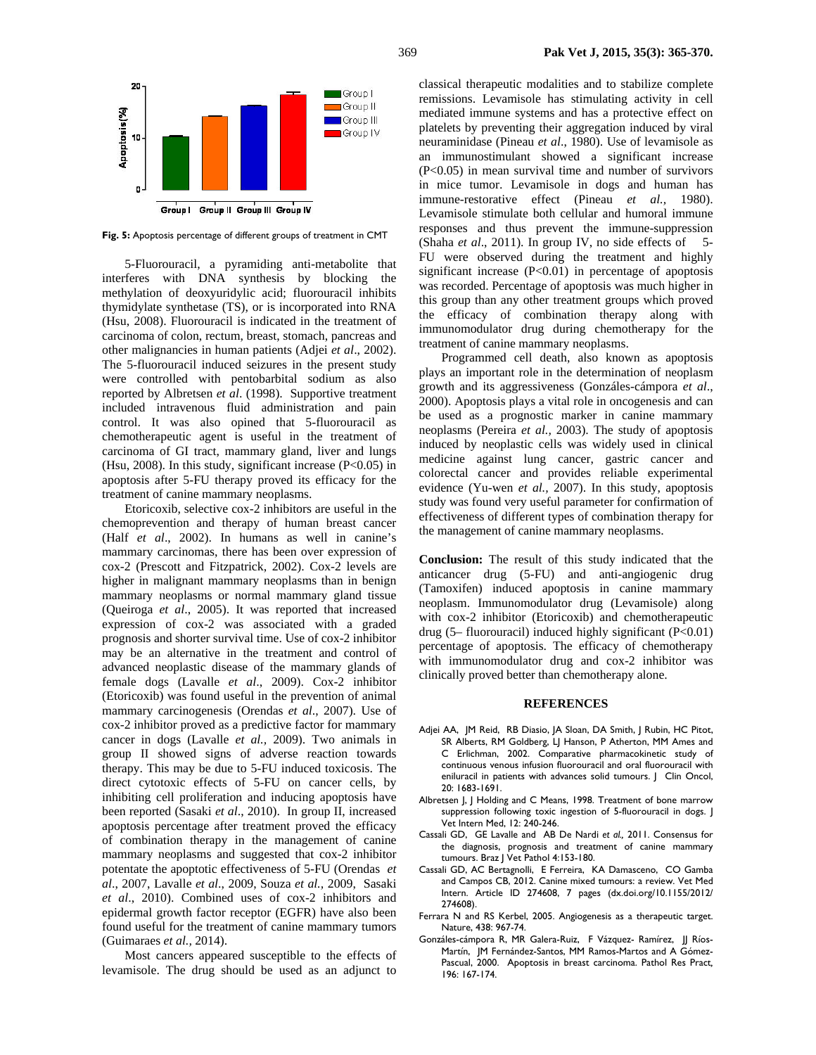20

10

0

Apoptosis(%)

Group I
Group II
Group III
Group IV

Group I Group II Group III Group IV

**Fig. 5:** Apoptosis percentage of different groups of treatment in CMT

5-Fluorouracil, a pyramiding anti-metabolite that interferes with DNA synthesis by blocking the methylation of deoxyuridylic acid; fluorouracil inhibits thymidylate synthetase (TS), or is incorporated into RNA (Hsu, 2008). Fluorouracil is indicated in the treatment of carcinoma of colon, rectum, breast, stomach, pancreas and other malignancies in human patients (Adjei *et al*., 2002). The 5-fluorouracil induced seizures in the present study were controlled with pentobarbital sodium as also reported by Albretsen *et al*. (1998). Supportive treatment included intravenous fluid administration and pain control. It was also opined that 5-fluorouracil as chemotherapeutic agent is useful in the treatment of carcinoma of GI tract, mammary gland, liver and lungs (Hsu, 2008). In this study, significant increase ($P<0.05$) in apoptosis after 5-FU therapy proved its efficacy for the treatment of canine mammary neoplasms.

Etoricoxib, selective cox-2 inhibitors are useful in the chemoprevention and therapy of human breast cancer (Half *et al*., 2002). In humans as well in canine's mammary carcinomas, there has been over expression of cox-2 (Prescott and Fitzpatrick, 2002). Cox-2 levels are higher in malignant mammary neoplasms than in benign mammary neoplasms or normal mammary gland tissue (Queiroga *et al*., 2005). It was reported that increased expression of cox-2 was associated with a graded prognosis and shorter survival time. Use of cox-2 inhibitor may be an alternative in the treatment and control of advanced neoplastic disease of the mammary glands of female dogs (Lavalle *et al*., 2009). Cox-2 inhibitor (Etoricoxib) was found useful in the prevention of animal mammary carcinogenesis (Orendas *et al*., 2007). Use of cox-2 inhibitor proved as a predictive factor for mammary cancer in dogs (Lavalle *et al.,* 2009). Two animals in group II showed signs of adverse reaction towards therapy. This may be due to 5-FU induced toxicosis. The direct cytotoxic effects of 5-FU on cancer cells, by inhibiting cell proliferation and inducing apoptosis have been reported (Sasaki *et al*., 2010). In group II, increased apoptosis percentage after treatment proved the efficacy of combination therapy in the management of canine mammary neoplasms and suggested that cox-2 inhibitor potentate the apoptotic effectiveness of 5-FU (Orendas *et al*., 2007, Lavalle *et al*., 2009, Souza *et al.,* 2009, Sasaki *et al*., 2010). Combined uses of cox-2 inhibitors and epidermal growth factor receptor (EGFR) have also been found useful for the treatment of canine mammary tumors (Guimaraes *et al.,* 2014).

Most cancers appeared susceptible to the effects of levamisole. The drug should be used as an adjunct to classical therapeutic modalities and to stabilize complete remissions. Levamisole has stimulating activity in cell mediated immune systems and has a protective effect on platelets by preventing their aggregation induced by viral neuraminidase (Pineau *et al*., 1980). Use of levamisole as an immunostimulant showed a significant increase ($P<0.05$) in mean survival time and number of survivors in mice tumor. Levamisole in dogs and human has immune-restorative effect (Pineau *et al.,* 1980). Levamisole stimulate both cellular and humoral immune responses and thus prevent the immune-suppression (Shaha *et al*., 2011). In group IV, no side effects of 5-FU were observed during the treatment and highly significant increase ($P<0.01$) in percentage of apoptosis was recorded. Percentage of apoptosis was much higher in this group than any other treatment groups which proved the efficacy of combination therapy along with immunomodulator drug during chemotherapy for the treatment of canine mammary neoplasms.

Programmed cell death, also known as apoptosis plays an important role in the determination of neoplasm growth and its aggressiveness (Gonzáles-cámpora *et al*., 2000). Apoptosis plays a vital role in oncogenesis and can be used as a prognostic marker in canine mammary neoplasms (Pereira *et al.,* 2003). The study of apoptosis induced by neoplastic cells was widely used in clinical medicine against lung cancer, gastric cancer and colorectal cancer and provides reliable experimental evidence (Yu-wen *et al.,* 2007). In this study, apoptosis study was found very useful parameter for confirmation of effectiveness of different types of combination therapy for the management of canine mammary neoplasms.

**Conclusion:** The result of this study indicated that the anticancer drug (5-FU) and anti-angiogenic drug (Tamoxifen) induced apoptosis in canine mammary neoplasm. Immunomodulator drug (Levamisole) along with cox-2 inhibitor (Etoricoxib) and chemotherapeutic drug (5– fluorouracil) induced highly significant ($P<0.01$) percentage of apoptosis. The efficacy of chemotherapy with immunomodulator drug and cox-2 inhibitor was clinically proved better than chemotherapy alone.

## REFERENCES

Adjei AA, JM Reid, RB Diasio, JA Sloan, DA Smith, J Rubin, HC Pitot, SR Alberts, RM Goldberg, LJ Hanson, P Atherton, MM Ames and C Erlichman, 2002. Comparative pharmacokinetic study of continuous venous infusion fluorouracil and oral fluorouracil with eniluracil in patients with advances solid tumours. J Clin Oncol, 20: 1683-1691.

Albretsen J, J Holding and C Means, 1998. Treatment of bone marrow suppression following toxic ingestion of 5-fluorouracil in dogs. J Vet Intern Med, 12: 240-246.

Cassali GD, GE Lavalle and AB De Nardi *et al.,* 2011. Consensus for the diagnosis, prognosis and treatment of canine mammary tumours. Braz J Vet Pathol 4:153-180.

Cassali GD, AC Bertagnolli, E Ferreira, KA Damasceno, CO Gamba and Campos CB, 2012. Canine mixed tumours: a review. Vet Med Intern. Article ID 274608, 7 pages (dx.doi.org/10.1155/2012/274608).

Ferrara N and RS Kerbel, 2005. Angiogenesis as a therapeutic target. Nature, 438: 967-74.

Gonzáles-cámpora R, MR Galera-Ruiz, F Vázquez- Ramírez, JJ Ríos-Martín, JM Fernández-Santos, MM Ramos-Martos and A Gómez-Pascual, 2000. Apoptosis in breast carcinoma. Pathol Res Pract, 196: 167-174.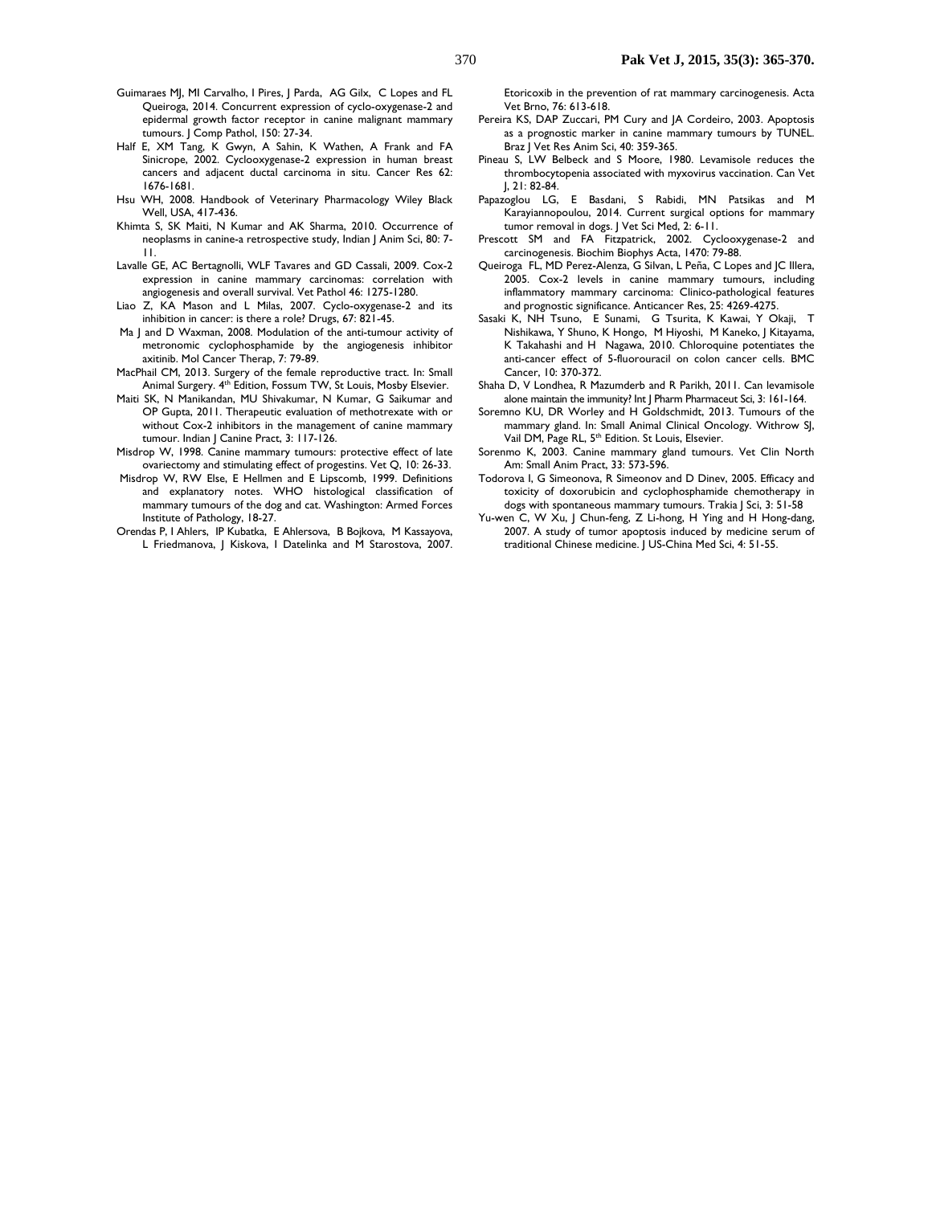Guimaraes MJ, MI Carvalho, I Pires, J Parda, AG Gilx, C Lopes and FL Queiroga, 2014. Concurrent expression of cyclo-oxygenase-2 and epidermal growth factor receptor in canine malignant mammary tumours. J Comp Pathol, 150: 27-34.

Half E, XM Tang, K Gwyn, A Sahin, K Wathen, A Frank and FA Sinicrope, 2002. Cyclooxygenase-2 expression in human breast cancers and adjacent ductal carcinoma in situ. Cancer Res 62: 1676-1681.

Hsu WH, 2008. Handbook of Veterinary Pharmacology Wiley Black Well, USA, 417-436.

Khimta S, SK Maiti, N Kumar and AK Sharma, 2010. Occurrence of neoplasms in canine-a retrospective study, Indian J Anim Sci, 80: 7-11.

Lavalle GE, AC Bertagnolli, WLF Tavares and GD Cassali, 2009. Cox-2 expression in canine mammary carcinomas: correlation with angiogenesis and overall survival. Vet Pathol 46: 1275-1280.

Liao Z, KA Mason and L Milas, 2007. Cyclo-oxygenase-2 and its inhibition in cancer: is there a role? Drugs, 67: 821-45.

Ma J and D Waxman, 2008. Modulation of the anti-tumour activity of metronomic cyclophosphamide by the angiogenesis inhibitor axitinib. Mol Cancer Therap, 7: 79-89.

MacPhail CM, 2013. Surgery of the female reproductive tract. In: Small Animal Surgery. 4th Edition, Fossum TW, St Louis, Mosby Elsevier.

Maiti SK, N Manikandan, MU Shivakumar, N Kumar, G Saikumar and OP Gupta, 2011. Therapeutic evaluation of methotrexate with or without Cox-2 inhibitors in the management of canine mammary tumour. Indian J Canine Pract, 3: 117-126.

Misdrop W, 1998. Canine mammary tumours: protective effect of late ovariectomy and stimulating effect of progestins. Vet Q, 10: 26-33.

Misdrop W, RW Else, E Hellmen and E Lipscomb, 1999. Definitions and explanatory notes. WHO histological classification of mammary tumours of the dog and cat. Washington: Armed Forces Institute of Pathology, 18-27.

Orendas P, I Ahlers, IP Kubatka, E Ahlersova, B Bojkova, M Kassayova, L Friedmanova, J Kiskova, I Datelinka and M Starostova, 2007. Etoricoxib in the prevention of rat mammary carcinogenesis. Acta Vet Brno, 76: 613-618.

Pereira KS, DAP Zuccari, PM Cury and JA Cordeiro, 2003. Apoptosis as a prognostic marker in canine mammary tumours by TUNEL. Braz J Vet Res Anim Sci, 40: 359-365.

Pineau S, LW Belbeck and S Moore, 1980. Levamisole reduces the thrombocytopenia associated with myxovirus vaccination. Can Vet J, 21: 82-84.

Papazoglou LG, E Basdani, S Rabidi, MN Patsikas and M Karayiannopoulou, 2014. Current surgical options for mammary tumor removal in dogs. J Vet Sci Med, 2: 6-11.

Prescott SM and FA Fitzpatrick, 2002. Cyclooxygenase-2 and carcinogenesis. Biochim Biophys Acta, 1470: 79-88.

Queiroga FL, MD Perez-Alenza, G Silvan, L Peña, C Lopes and JC Illera, 2005. Cox-2 levels in canine mammary tumours, including inflammatory mammary carcinoma: Clinico-pathological features and prognostic significance. Anticancer Res, 25: 4269-4275.

Sasaki K, NH Tsuno, E Sunami, G Tsurita, K Kawai, Y Okaji, T Nishikawa, Y Shuno, K Hongo, M Hiyoshi, M Kaneko, J Kitayama, K Takahashi and H Nagawa, 2010. Chloroquine potentiates the anti-cancer effect of 5-fluorouracil on colon cancer cells. BMC Cancer, 10: 370-372.

Shaha D, V Londhea, R Mazumderb and R Parikh, 2011. Can levamisole alone maintain the immunity? Int J Pharm Pharmaceut Sci, 3: 161-164.

Soremno KU, DR Worley and H Goldschmidt, 2013. Tumours of the mammary gland. In: Small Animal Clinical Oncology. Withrow SJ, Vail DM, Page RL, 5th Edition. St Louis, Elsevier.

Sorenmo K, 2003. Canine mammary gland tumours. Vet Clin North Am: Small Anim Pract, 33: 573-596.

Todorova I, G Simeonova, R Simeonov and D Dinev, 2005. Efficacy and toxicity of doxorubicin and cyclophosphamide chemotherapy in dogs with spontaneous mammary tumours. Trakia J Sci, 3: 51-58

Yu-wen C, W Xu, J Chun-feng, Z Li-hong, H Ying and H Hong-dang, 2007. A study of tumor apoptosis induced by medicine serum of traditional Chinese medicine. J US-China Med Sci, 4: 51-55.